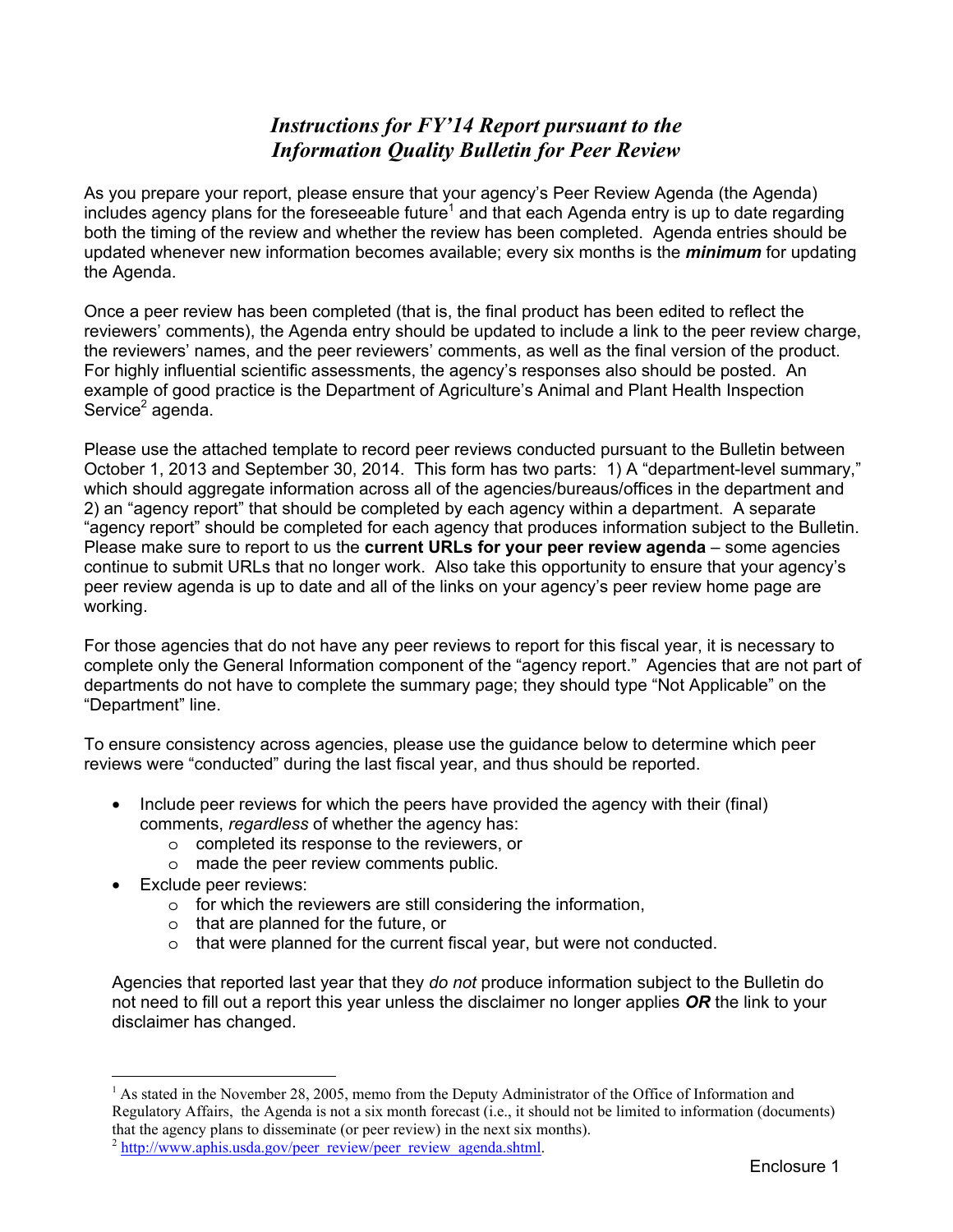# *Instructions for FY'14 Report pursuant to the Information Quality Bulletin for Peer Review*

As you prepare your report, please ensure that your agency's Peer Review Agenda (the Agenda) includes agency plans for the foreseeable future[1] and that each Agenda entry is up to date regarding both the timing of the review and whether the review has been completed. Agenda entries should be updated whenever new information becomes available; every six months is the ***minimum*** for updating the Agenda.

Once a peer review has been completed (that is, the final product has been edited to reflect the reviewers' comments), the Agenda entry should be updated to include a link to the peer review charge, the reviewers' names, and the peer reviewers' comments, as well as the final version of the product. For highly influential scientific assessments, the agency's responses also should be posted. An example of good practice is the Department of Agriculture's Animal and Plant Health Inspection Service[2] agenda.

Please use the attached template to record peer reviews conducted pursuant to the Bulletin between October 1, 2013 and September 30, 2014. This form has two parts: 1) A "department-level summary," which should aggregate information across all of the agencies/bureaus/offices in the department and 2) an "agency report" that should be completed by each agency within a department. A separate "agency report" should be completed for each agency that produces information subject to the Bulletin. Please make sure to report to us the **current URLs for your peer review agenda** – some agencies continue to submit URLs that no longer work. Also take this opportunity to ensure that your agency's peer review agenda is up to date and all of the links on your agency's peer review home page are working.

For those agencies that do not have any peer reviews to report for this fiscal year, it is necessary to complete only the General Information component of the "agency report." Agencies that are not part of departments do not have to complete the summary page; they should type "Not Applicable" on the "Department" line.

To ensure consistency across agencies, please use the guidance below to determine which peer reviews were "conducted" during the last fiscal year, and thus should be reported.

- Include peer reviews for which the peers have provided the agency with their (final) comments, *regardless* of whether the agency has:
  - completed its response to the reviewers, or
  - made the peer review comments public.
- Exclude peer reviews:
  - for which the reviewers are still considering the information,
  - that are planned for the future, or
  - that were planned for the current fiscal year, but were not conducted.

Agencies that reported last year that they *do not* produce information subject to the Bulletin do not need to fill out a report this year unless the disclaimer no longer applies ***OR*** the link to your disclaimer has changed.

---

[1] As stated in the November 28, 2005, memo from the Deputy Administrator of the Office of Information and Regulatory Affairs, the Agenda is not a six month forecast (i.e., it should not be limited to information (documents) that the agency plans to disseminate (or peer review) in the next six months).

[2] http://www.aphis.usda.gov/peer_review/peer_review_agenda.shtml.

Enclosure 1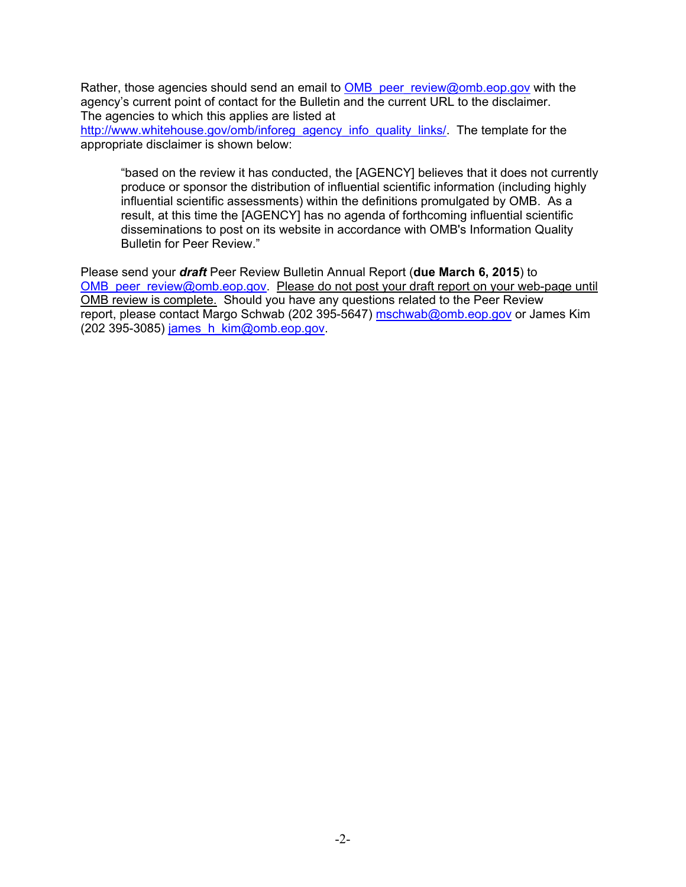Rather, those agencies should send an email to OMB_peer_review@omb.eop.gov with the agency's current point of contact for the Bulletin and the current URL to the disclaimer. The agencies to which this applies are listed at http://www.whitehouse.gov/omb/inforeg_agency_info_quality_links/. The template for the appropriate disclaimer is shown below:

> "based on the review it has conducted, the [AGENCY] believes that it does not currently produce or sponsor the distribution of influential scientific information (including highly influential scientific assessments) within the definitions promulgated by OMB. As a result, at this time the [AGENCY] has no agenda of forthcoming influential scientific disseminations to post on its website in accordance with OMB's Information Quality Bulletin for Peer Review."

Please send your ***draft*** Peer Review Bulletin Annual Report (**due March 6, 2015**) to OMB_peer_review@omb.eop.gov. <u>Please do not post your draft report on your web-page until OMB review is complete.</u> Should you have any questions related to the Peer Review report, please contact Margo Schwab (202 395-5647) mschwab@omb.eop.gov or James Kim (202 395-3085) james_h_kim@omb.eop.gov.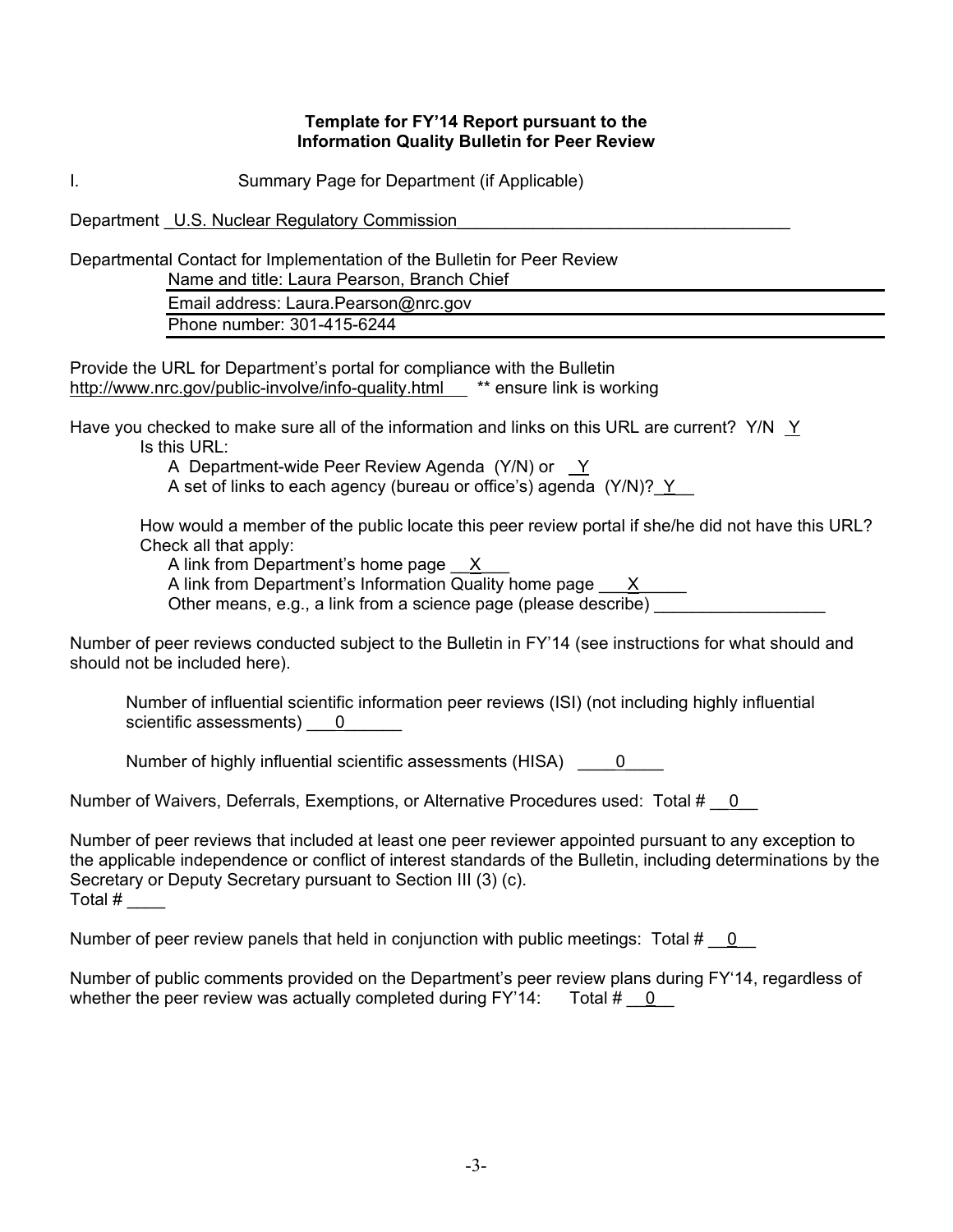**Template for FY'14 Report pursuant to the Information Quality Bulletin for Peer Review**

I. Summary Page for Department (if Applicable)

Department U.S. Nuclear Regulatory Commission

Departmental Contact for Implementation of the Bulletin for Peer Review

Name and title: Laura Pearson, Branch Chief

Email address: Laura.Pearson@nrc.gov

Phone number: 301-415-6244

Provide the URL for Department's portal for compliance with the Bulletin
http://www.nrc.gov/public-involve/info-quality.html ** ensure link is working

Have you checked to make sure all of the information and links on this URL are current? Y/N Y

Is this URL:

A Department-wide Peer Review Agenda (Y/N) or Y

A set of links to each agency (bureau or office's) agenda (Y/N)? Y

How would a member of the public locate this peer review portal if she/he did not have this URL? Check all that apply:

A link from Department's home page X

A link from Department's Information Quality home page X

Other means, e.g., a link from a science page (please describe) ____

Number of peer reviews conducted subject to the Bulletin in FY'14 (see instructions for what should and should not be included here).

Number of influential scientific information peer reviews (ISI) (not including highly influential scientific assessments) 0

Number of highly influential scientific assessments (HISA) 0

Number of Waivers, Deferrals, Exemptions, or Alternative Procedures used: Total # 0

Number of peer reviews that included at least one peer reviewer appointed pursuant to any exception to the applicable independence or conflict of interest standards of the Bulletin, including determinations by the Secretary or Deputy Secretary pursuant to Section III (3) (c).
Total # ____

Number of peer review panels that held in conjunction with public meetings: Total # 0

Number of public comments provided on the Department's peer review plans during FY'14, regardless of whether the peer review was actually completed during FY'14: Total # 0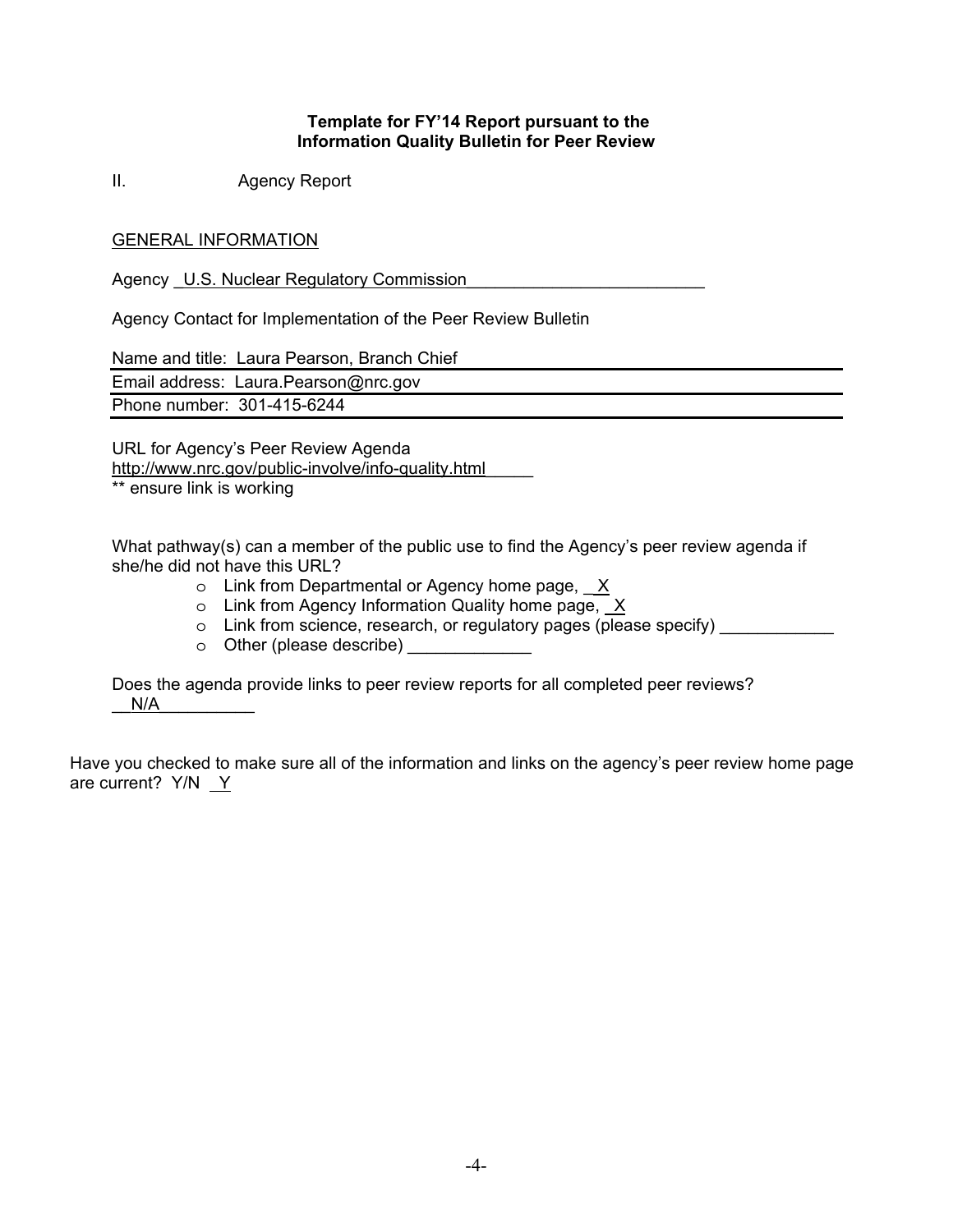**Template for FY'14 Report pursuant to the Information Quality Bulletin for Peer Review**

II. Agency Report

GENERAL INFORMATION

Agency _U.S. Nuclear Regulatory Commission_________________________

Agency Contact for Implementation of the Peer Review Bulletin

Name and title: Laura Pearson, Branch Chief

Email address: Laura.Pearson@nrc.gov

Phone number: 301-415-6244

URL for Agency's Peer Review Agenda
http://www.nrc.gov/public-involve/info-quality.html_____
** ensure link is working

What pathway(s) can a member of the public use to find the Agency's peer review agenda if she/he did not have this URL?

- Link from Departmental or Agency home page, _X
- Link from Agency Information Quality home page, _X
- Link from science, research, or regulatory pages (please specify) ____________
- Other (please describe) _____________

Does the agenda provide links to peer review reports for all completed peer reviews?
__N/A__________

Have you checked to make sure all of the information and links on the agency's peer review home page are current? Y/N _Y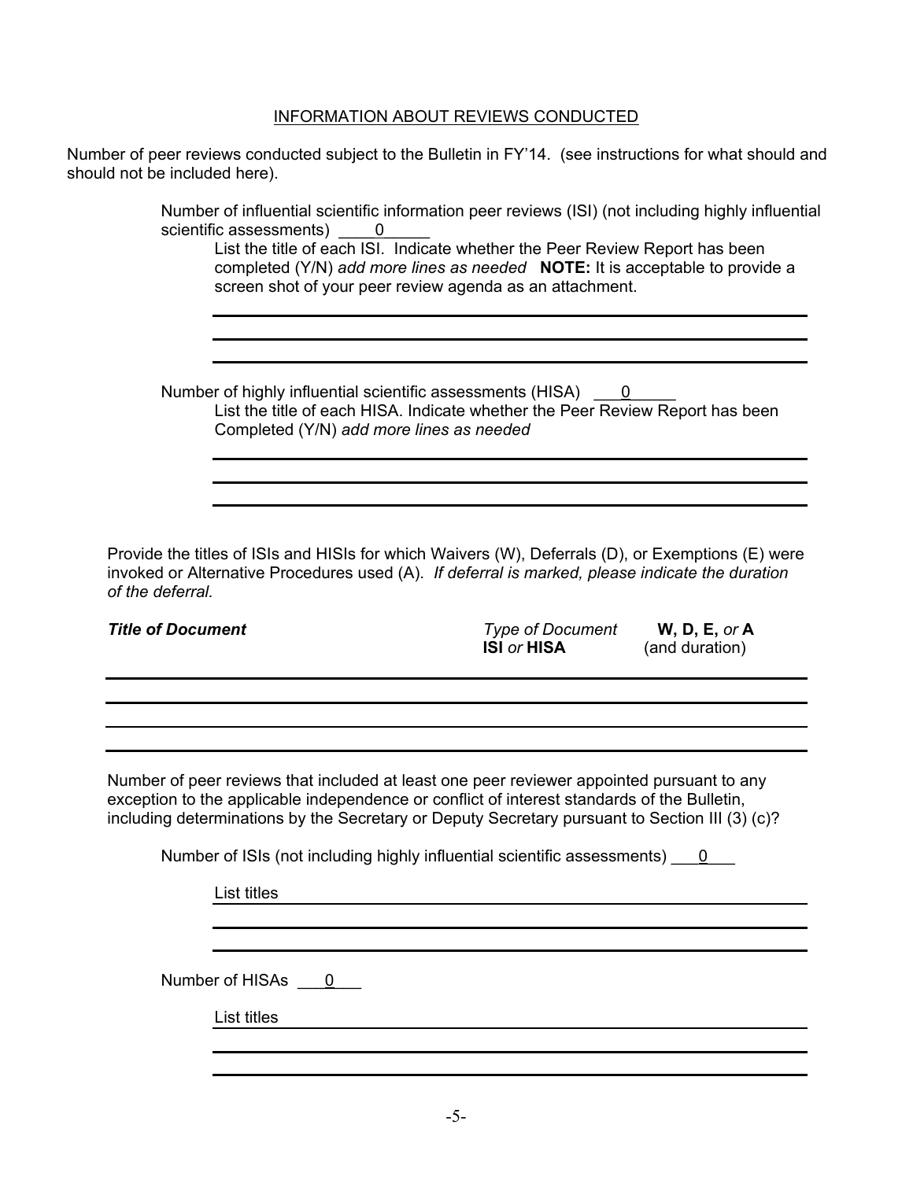## INFORMATION ABOUT REVIEWS CONDUCTED

Number of peer reviews conducted subject to the Bulletin in FY'14. (see instructions for what should and should not be included here).

Number of influential scientific information peer reviews (ISI) (not including highly influential scientific assessments) ____0_____

List the title of each ISI. Indicate whether the Peer Review Report has been completed (Y/N) *add more lines as needed* **NOTE:** It is acceptable to provide a screen shot of your peer review agenda as an attachment.

Number of highly influential scientific assessments (HISA) ___0_____

List the title of each HISA. Indicate whether the Peer Review Report has been Completed (Y/N) *add more lines as needed*

Provide the titles of ISIs and HISIs for which Waivers (W), Deferrals (D), or Exemptions (E) were invoked or Alternative Procedures used (A). *If deferral is marked, please indicate the duration of the deferral.*

| ***Title of Document*** | *Type of Document* **ISI** *or* **HISA** | **W, D, E,** *or* **A** (and duration) |
|---|---|---|
| | | |
| | | |
| | | |

Number of peer reviews that included at least one peer reviewer appointed pursuant to any exception to the applicable independence or conflict of interest standards of the Bulletin, including determinations by the Secretary or Deputy Secretary pursuant to Section III (3) (c)?

Number of ISIs (not including highly influential scientific assessments) ___0___

List titles

Number of HISAs ___0___

List titles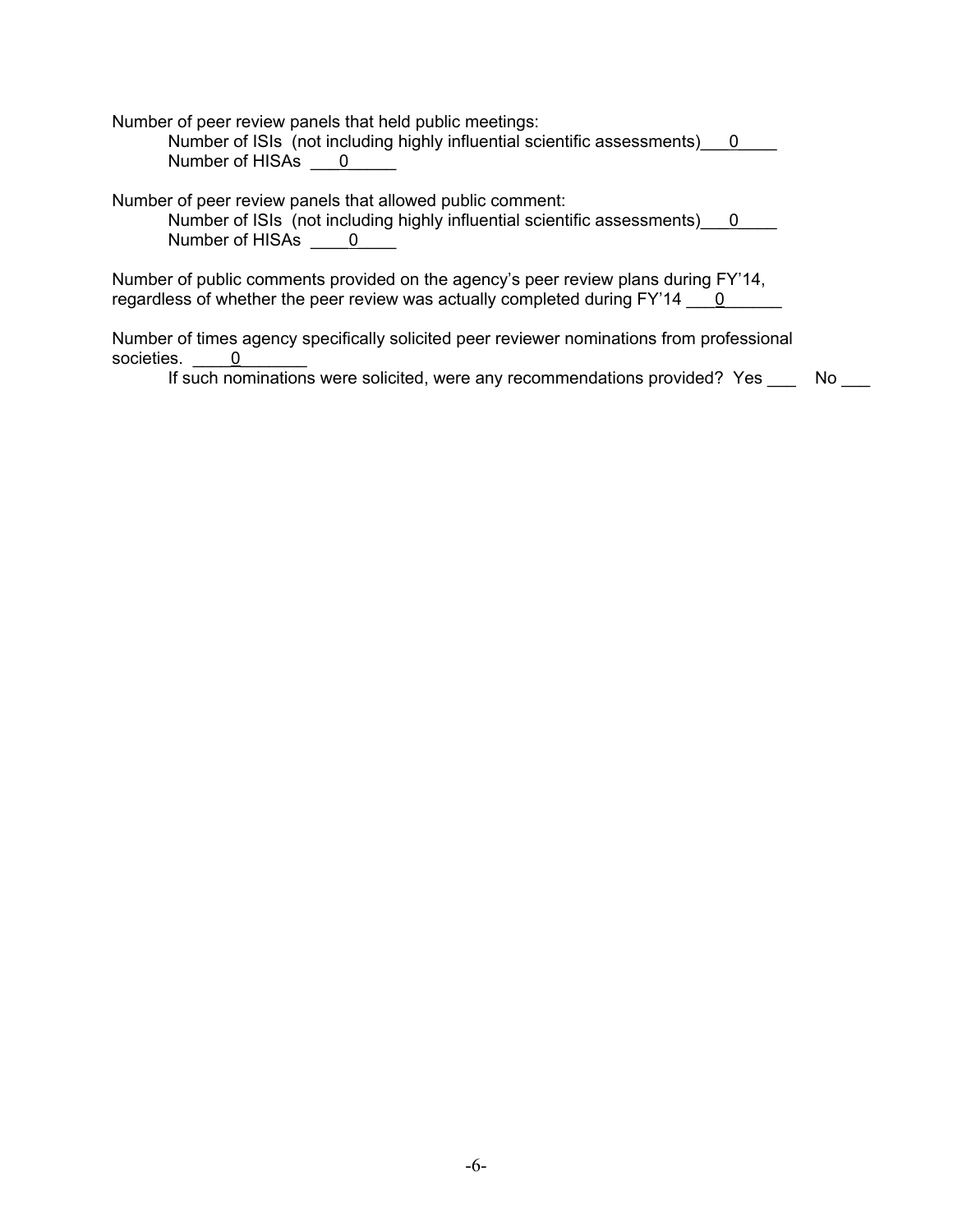Number of peer review panels that held public meetings:

Number of ISIs (not including highly influential scientific assessments)\_\_\_0\_\_\_\_

Number of HISAs \_\_\_0\_\_\_\_\_\_

Number of peer review panels that allowed public comment:

Number of ISIs (not including highly influential scientific assessments)\_\_\_0\_\_\_\_

Number of HISAs \_\_\_\_0\_\_\_\_

Number of public comments provided on the agency's peer review plans during FY'14, regardless of whether the peer review was actually completed during FY'14 \_\_\_0\_\_\_\_\_\_

Number of times agency specifically solicited peer reviewer nominations from professional societies. \_\_\_\_0\_\_\_\_\_\_\_

If such nominations were solicited, were any recommendations provided? Yes \_\_\_ No \_\_\_